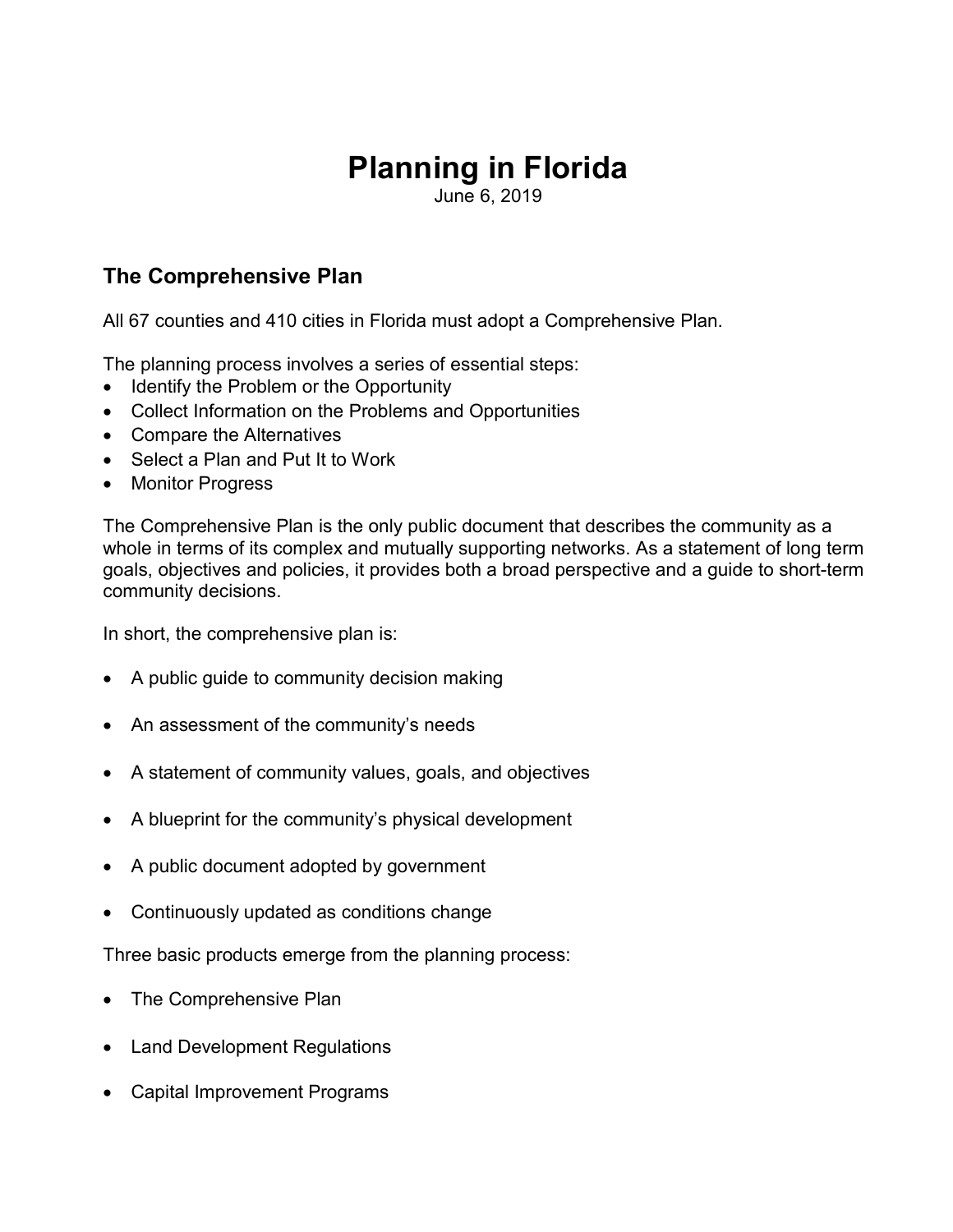# Planning in Florida

June 6, 2019

## The Comprehensive Plan

All 67 counties and 410 cities in Florida must adopt a Comprehensive Plan.

The planning process involves a series of essential steps:

- Identify the Problem or the Opportunity
- Collect Information on the Problems and Opportunities
- Compare the Alternatives
- Select a Plan and Put It to Work
- Monitor Progress

The Comprehensive Plan is the only public document that describes the community as a whole in terms of its complex and mutually supporting networks. As a statement of long term goals, objectives and policies, it provides both a broad perspective and a guide to short-term community decisions.

In short, the comprehensive plan is:

- A public guide to community decision making
- An assessment of the community's needs
- A statement of community values, goals, and objectives
- A blueprint for the community's physical development
- A public document adopted by government
- Continuously updated as conditions change

Three basic products emerge from the planning process:

- The Comprehensive Plan
- Land Development Regulations
- Capital Improvement Programs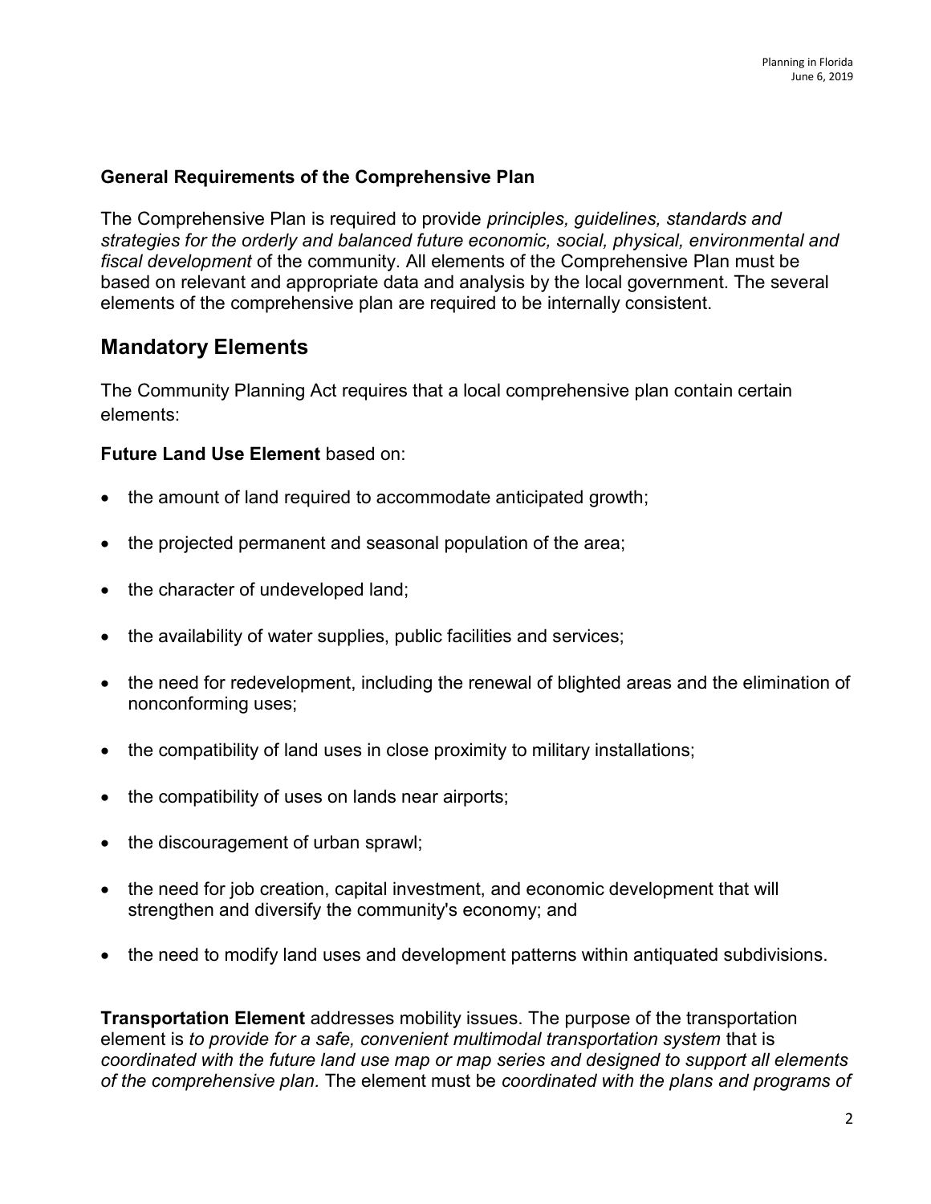**General Requirements of the Comprehensive Plan**

The Comprehensive Plan is required to provide *principles, guidelines, standards and strategies for the orderly and balanced future economic, social, physical, environmental and fiscal development* of the community. All elements of the Comprehensive Plan must be based on relevant and appropriate data and analysis by the local government. The several elements of the comprehensive plan are required to be internally consistent.

## Mandatory Elements

The Community Planning Act requires that a local comprehensive plan contain certain elements:

**Future Land Use Element** based on:

- the amount of land required to accommodate anticipated growth;
- the projected permanent and seasonal population of the area;
- the character of undeveloped land;
- the availability of water supplies, public facilities and services;
- the need for redevelopment, including the renewal of blighted areas and the elimination of nonconforming uses;
- the compatibility of land uses in close proximity to military installations;
- the compatibility of uses on lands near airports;
- the discouragement of urban sprawl;
- the need for job creation, capital investment, and economic development that will strengthen and diversify the community's economy; and
- the need to modify land uses and development patterns within antiquated subdivisions.

**Transportation Element** addresses mobility issues. The purpose of the transportation element is *to provide for a safe, convenient multimodal transportation system* that is *coordinated with the future land use map or map series and designed to support all elements of the comprehensive plan.* The element must be *coordinated with the plans and programs of*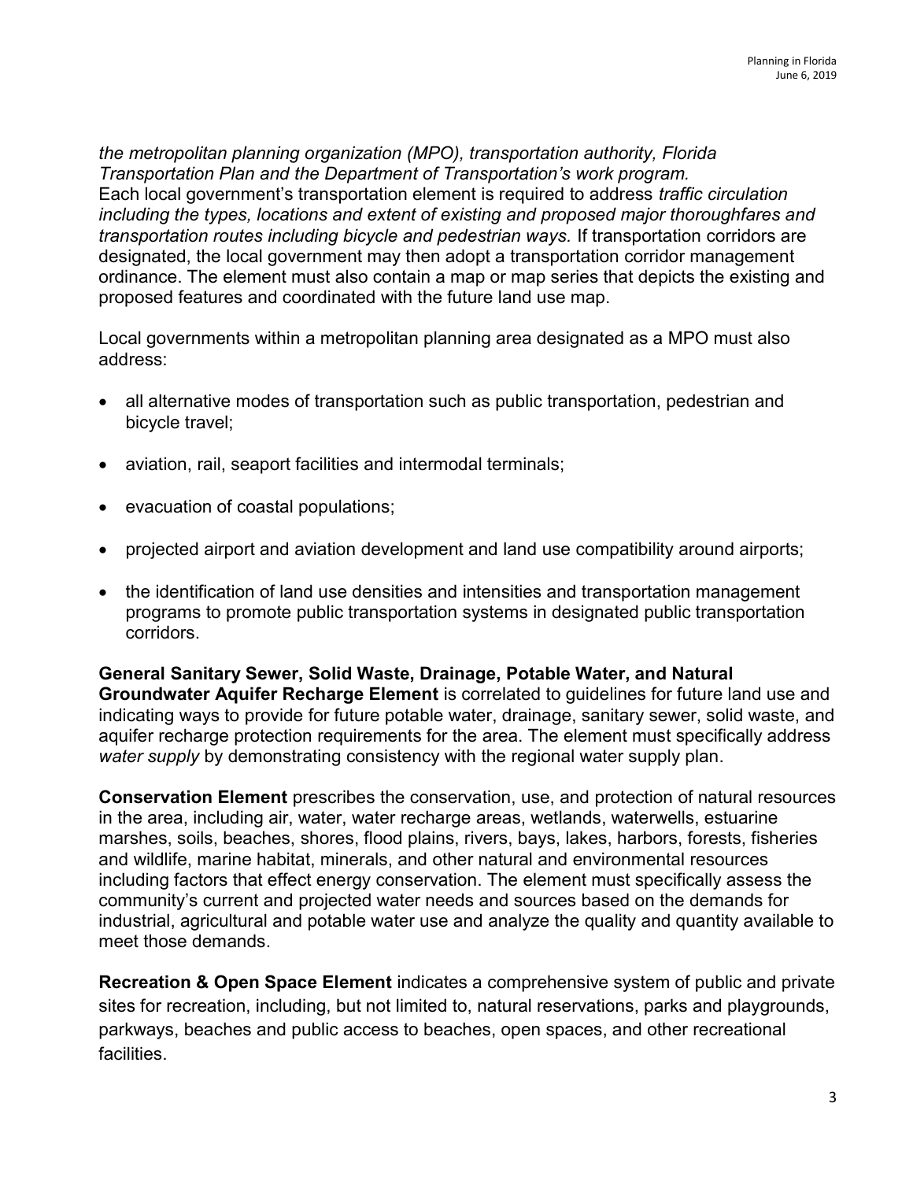*the metropolitan planning organization (MPO), transportation authority, Florida Transportation Plan and the Department of Transportation's work program.*
Each local government's transportation element is required to address *traffic circulation including the types, locations and extent of existing and proposed major thoroughfares and transportation routes including bicycle and pedestrian ways.* If transportation corridors are designated, the local government may then adopt a transportation corridor management ordinance. The element must also contain a map or map series that depicts the existing and proposed features and coordinated with the future land use map.

Local governments within a metropolitan planning area designated as a MPO must also address:

- all alternative modes of transportation such as public transportation, pedestrian and bicycle travel;
- aviation, rail, seaport facilities and intermodal terminals;
- evacuation of coastal populations;
- projected airport and aviation development and land use compatibility around airports;
- the identification of land use densities and intensities and transportation management programs to promote public transportation systems in designated public transportation corridors.

**General Sanitary Sewer, Solid Waste, Drainage, Potable Water, and Natural Groundwater Aquifer Recharge Element** is correlated to guidelines for future land use and indicating ways to provide for future potable water, drainage, sanitary sewer, solid waste, and aquifer recharge protection requirements for the area. The element must specifically address *water supply* by demonstrating consistency with the regional water supply plan.

**Conservation Element** prescribes the conservation, use, and protection of natural resources in the area, including air, water, water recharge areas, wetlands, waterwells, estuarine marshes, soils, beaches, shores, flood plains, rivers, bays, lakes, harbors, forests, fisheries and wildlife, marine habitat, minerals, and other natural and environmental resources including factors that effect energy conservation. The element must specifically assess the community's current and projected water needs and sources based on the demands for industrial, agricultural and potable water use and analyze the quality and quantity available to meet those demands.

**Recreation & Open Space Element** indicates a comprehensive system of public and private sites for recreation, including, but not limited to, natural reservations, parks and playgrounds, parkways, beaches and public access to beaches, open spaces, and other recreational facilities.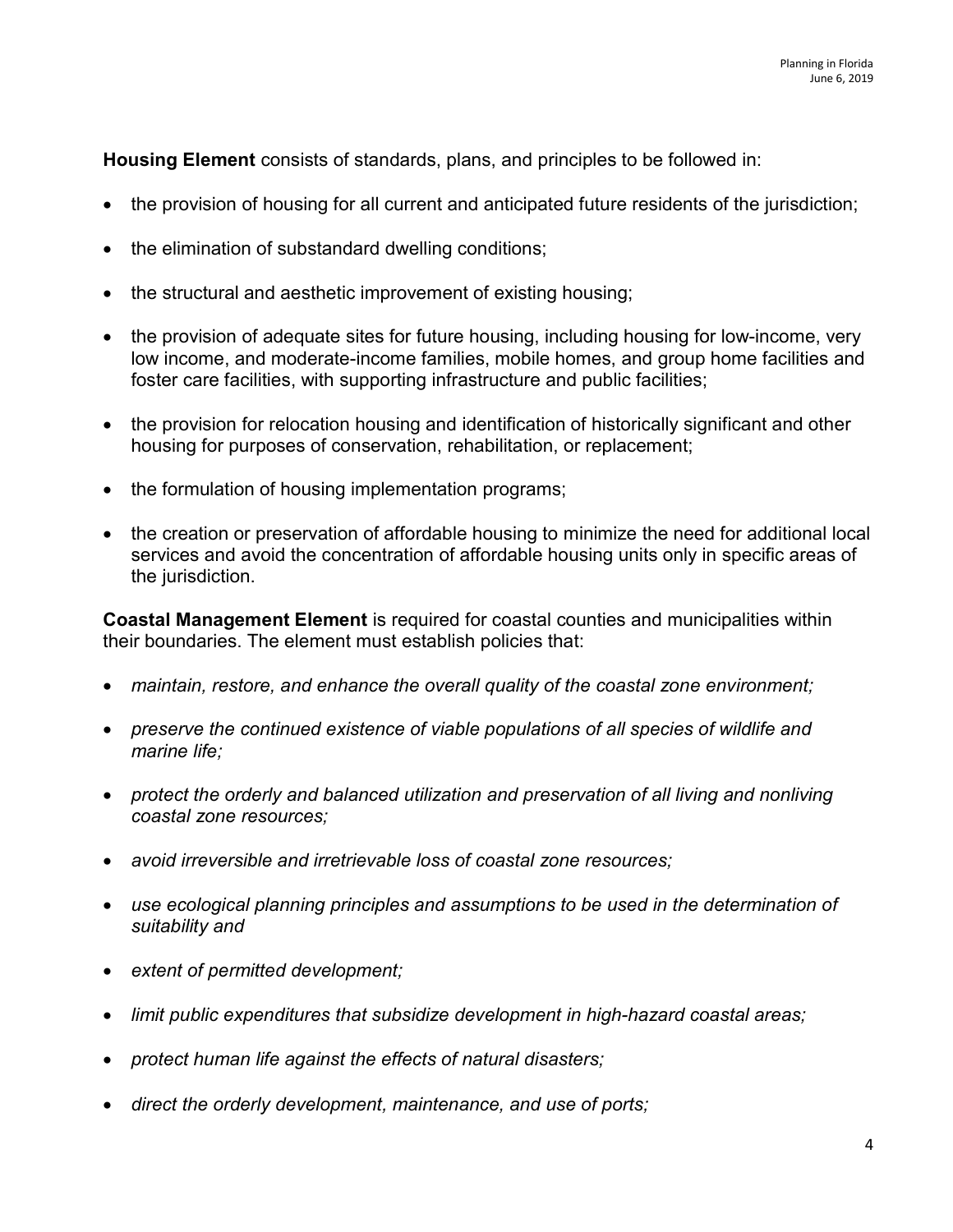**Housing Element** consists of standards, plans, and principles to be followed in:

- the provision of housing for all current and anticipated future residents of the jurisdiction;
- the elimination of substandard dwelling conditions;
- the structural and aesthetic improvement of existing housing;
- the provision of adequate sites for future housing, including housing for low-income, very low income, and moderate-income families, mobile homes, and group home facilities and foster care facilities, with supporting infrastructure and public facilities;
- the provision for relocation housing and identification of historically significant and other housing for purposes of conservation, rehabilitation, or replacement;
- the formulation of housing implementation programs;
- the creation or preservation of affordable housing to minimize the need for additional local services and avoid the concentration of affordable housing units only in specific areas of the jurisdiction.

**Coastal Management Element** is required for coastal counties and municipalities within their boundaries. The element must establish policies that:

- *maintain, restore, and enhance the overall quality of the coastal zone environment;*
- *preserve the continued existence of viable populations of all species of wildlife and marine life;*
- *protect the orderly and balanced utilization and preservation of all living and nonliving coastal zone resources;*
- *avoid irreversible and irretrievable loss of coastal zone resources;*
- *use ecological planning principles and assumptions to be used in the determination of suitability and*
- *extent of permitted development;*
- *limit public expenditures that subsidize development in high-hazard coastal areas;*
- *protect human life against the effects of natural disasters;*
- *direct the orderly development, maintenance, and use of ports;*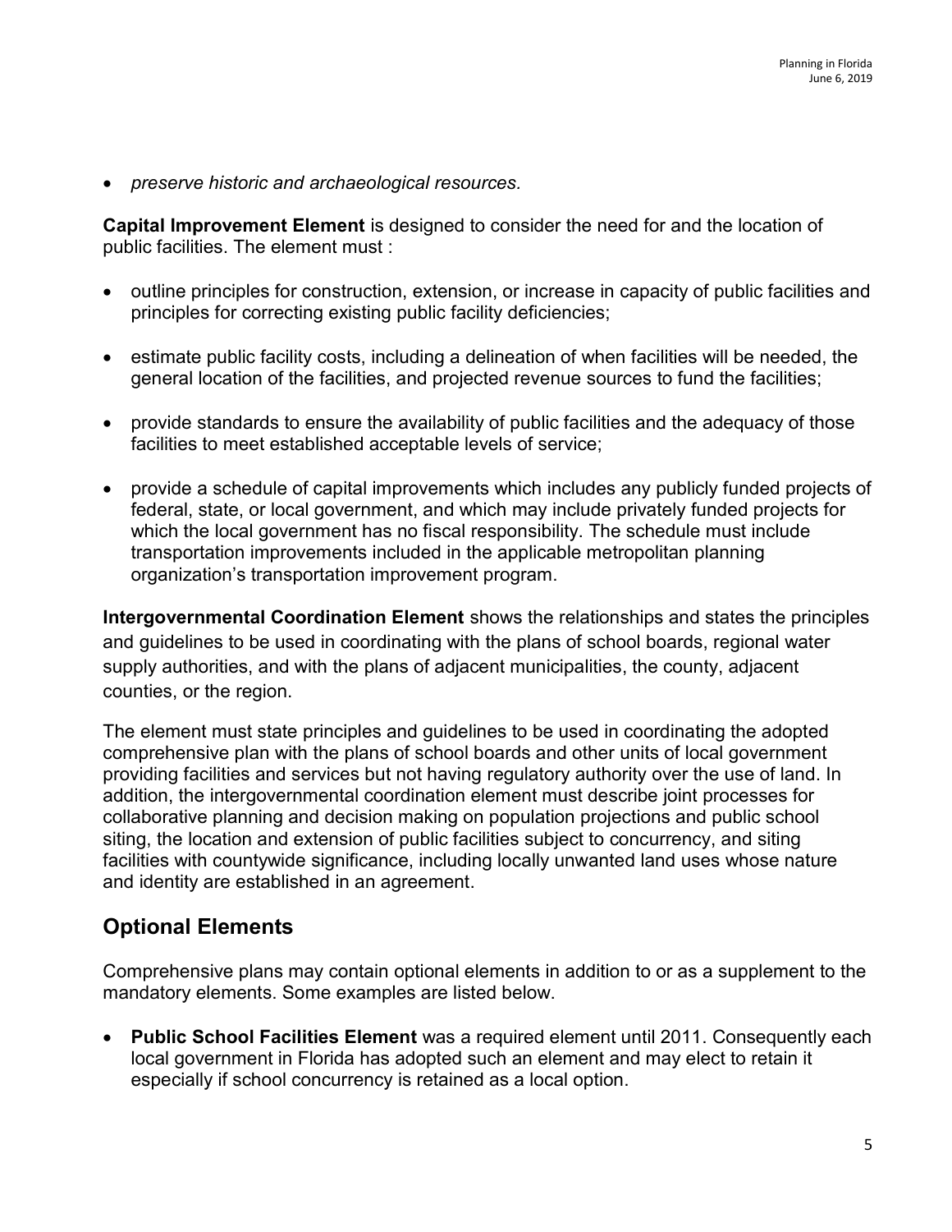- *preserve historic and archaeological resources.*

**Capital Improvement Element** is designed to consider the need for and the location of public facilities. The element must :

- outline principles for construction, extension, or increase in capacity of public facilities and principles for correcting existing public facility deficiencies;
- estimate public facility costs, including a delineation of when facilities will be needed, the general location of the facilities, and projected revenue sources to fund the facilities;
- provide standards to ensure the availability of public facilities and the adequacy of those facilities to meet established acceptable levels of service;
- provide a schedule of capital improvements which includes any publicly funded projects of federal, state, or local government, and which may include privately funded projects for which the local government has no fiscal responsibility. The schedule must include transportation improvements included in the applicable metropolitan planning organization's transportation improvement program.

**Intergovernmental Coordination Element** shows the relationships and states the principles and guidelines to be used in coordinating with the plans of school boards, regional water supply authorities, and with the plans of adjacent municipalities, the county, adjacent counties, or the region.

The element must state principles and guidelines to be used in coordinating the adopted comprehensive plan with the plans of school boards and other units of local government providing facilities and services but not having regulatory authority over the use of land. In addition, the intergovernmental coordination element must describe joint processes for collaborative planning and decision making on population projections and public school siting, the location and extension of public facilities subject to concurrency, and siting facilities with countywide significance, including locally unwanted land uses whose nature and identity are established in an agreement.

## Optional Elements

Comprehensive plans may contain optional elements in addition to or as a supplement to the mandatory elements. Some examples are listed below.

- **Public School Facilities Element** was a required element until 2011. Consequently each local government in Florida has adopted such an element and may elect to retain it especially if school concurrency is retained as a local option.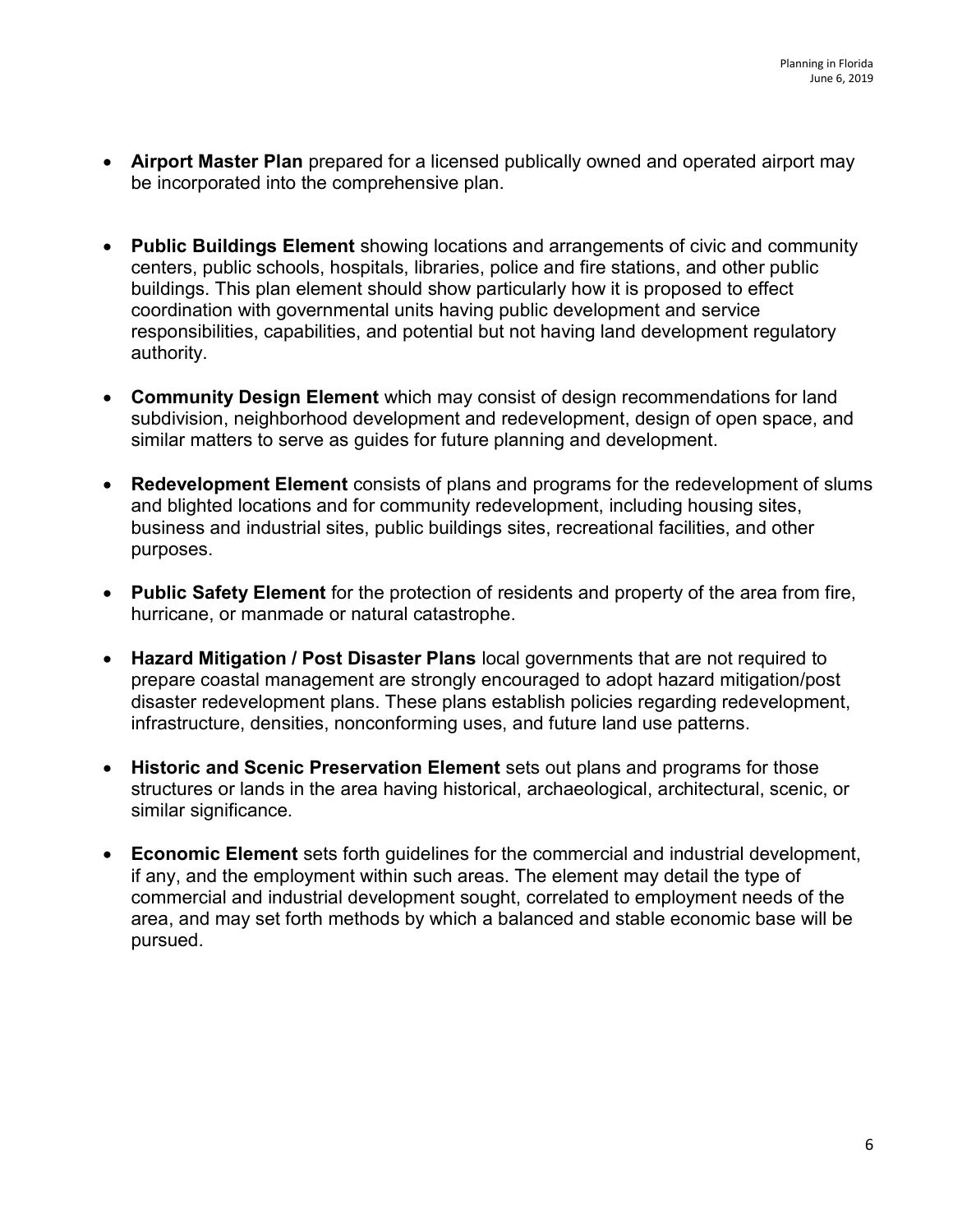- **Airport Master Plan** prepared for a licensed publically owned and operated airport may be incorporated into the comprehensive plan.

- **Public Buildings Element** showing locations and arrangements of civic and community centers, public schools, hospitals, libraries, police and fire stations, and other public buildings. This plan element should show particularly how it is proposed to effect coordination with governmental units having public development and service responsibilities, capabilities, and potential but not having land development regulatory authority.

- **Community Design Element** which may consist of design recommendations for land subdivision, neighborhood development and redevelopment, design of open space, and similar matters to serve as guides for future planning and development.

- **Redevelopment Element** consists of plans and programs for the redevelopment of slums and blighted locations and for community redevelopment, including housing sites, business and industrial sites, public buildings sites, recreational facilities, and other purposes.

- **Public Safety Element** for the protection of residents and property of the area from fire, hurricane, or manmade or natural catastrophe.

- **Hazard Mitigation / Post Disaster Plans** local governments that are not required to prepare coastal management are strongly encouraged to adopt hazard mitigation/post disaster redevelopment plans. These plans establish policies regarding redevelopment, infrastructure, densities, nonconforming uses, and future land use patterns.

- **Historic and Scenic Preservation Element** sets out plans and programs for those structures or lands in the area having historical, archaeological, architectural, scenic, or similar significance.

- **Economic Element** sets forth guidelines for the commercial and industrial development, if any, and the employment within such areas. The element may detail the type of commercial and industrial development sought, correlated to employment needs of the area, and may set forth methods by which a balanced and stable economic base will be pursued.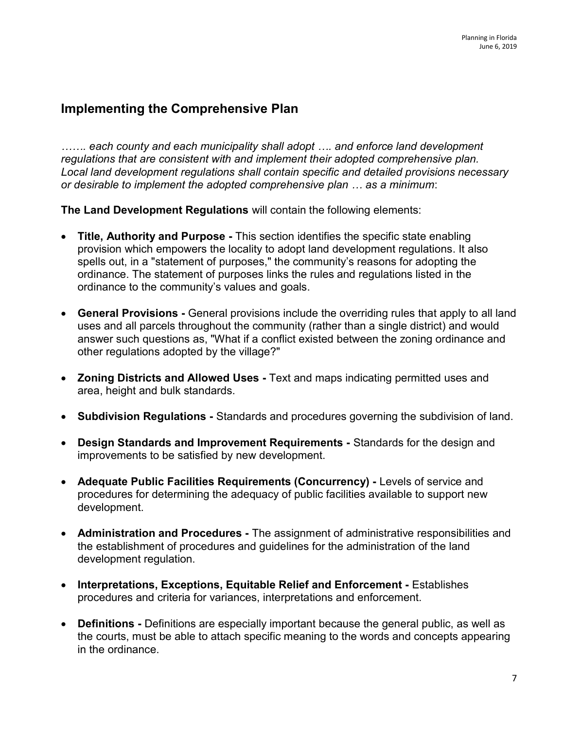## Implementing the Comprehensive Plan

*……. each county and each municipality shall adopt …. and enforce land development regulations that are consistent with and implement their adopted comprehensive plan. Local land development regulations shall contain specific and detailed provisions necessary or desirable to implement the adopted comprehensive plan … as a minimum*:

**The Land Development Regulations** will contain the following elements:

- **Title, Authority and Purpose -** This section identifies the specific state enabling provision which empowers the locality to adopt land development regulations. It also spells out, in a "statement of purposes," the community's reasons for adopting the ordinance. The statement of purposes links the rules and regulations listed in the ordinance to the community's values and goals.
- **General Provisions -** General provisions include the overriding rules that apply to all land uses and all parcels throughout the community (rather than a single district) and would answer such questions as, "What if a conflict existed between the zoning ordinance and other regulations adopted by the village?"
- **Zoning Districts and Allowed Uses -** Text and maps indicating permitted uses and area, height and bulk standards.
- **Subdivision Regulations -** Standards and procedures governing the subdivision of land.
- **Design Standards and Improvement Requirements -** Standards for the design and improvements to be satisfied by new development.
- **Adequate Public Facilities Requirements (Concurrency) -** Levels of service and procedures for determining the adequacy of public facilities available to support new development.
- **Administration and Procedures -** The assignment of administrative responsibilities and the establishment of procedures and guidelines for the administration of the land development regulation.
- **Interpretations, Exceptions, Equitable Relief and Enforcement -** Establishes procedures and criteria for variances, interpretations and enforcement.
- **Definitions -** Definitions are especially important because the general public, as well as the courts, must be able to attach specific meaning to the words and concepts appearing in the ordinance.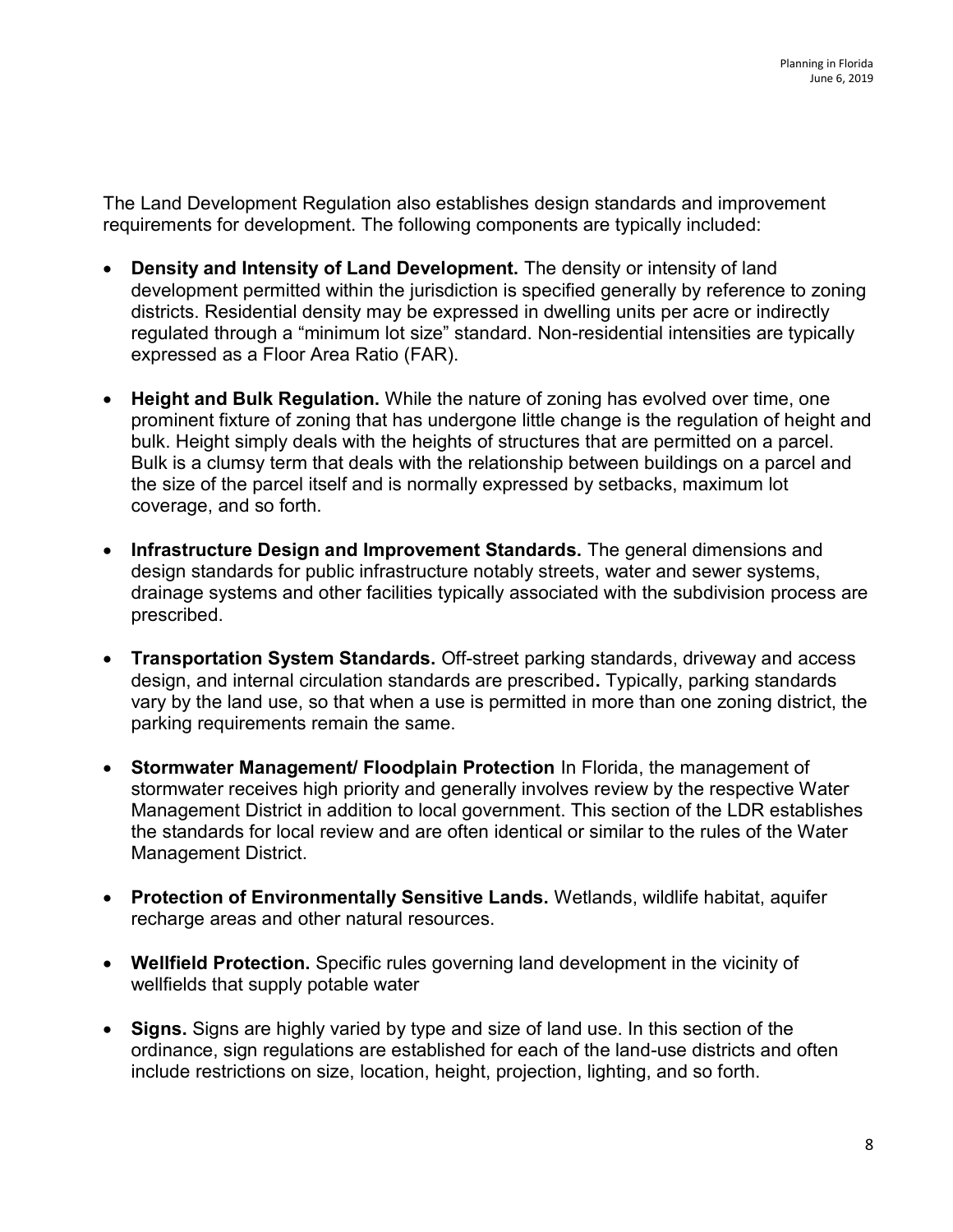The Land Development Regulation also establishes design standards and improvement requirements for development. The following components are typically included:

- **Density and Intensity of Land Development.** The density or intensity of land development permitted within the jurisdiction is specified generally by reference to zoning districts. Residential density may be expressed in dwelling units per acre or indirectly regulated through a "minimum lot size" standard. Non-residential intensities are typically expressed as a Floor Area Ratio (FAR).

- **Height and Bulk Regulation.** While the nature of zoning has evolved over time, one prominent fixture of zoning that has undergone little change is the regulation of height and bulk. Height simply deals with the heights of structures that are permitted on a parcel. Bulk is a clumsy term that deals with the relationship between buildings on a parcel and the size of the parcel itself and is normally expressed by setbacks, maximum lot coverage, and so forth.

- **Infrastructure Design and Improvement Standards.** The general dimensions and design standards for public infrastructure notably streets, water and sewer systems, drainage systems and other facilities typically associated with the subdivision process are prescribed.

- **Transportation System Standards.** Off-street parking standards, driveway and access design, and internal circulation standards are prescribed**.** Typically, parking standards vary by the land use, so that when a use is permitted in more than one zoning district, the parking requirements remain the same.

- **Stormwater Management/ Floodplain Protection** In Florida, the management of stormwater receives high priority and generally involves review by the respective Water Management District in addition to local government. This section of the LDR establishes the standards for local review and are often identical or similar to the rules of the Water Management District.

- **Protection of Environmentally Sensitive Lands.** Wetlands, wildlife habitat, aquifer recharge areas and other natural resources.

- **Wellfield Protection.** Specific rules governing land development in the vicinity of wellfields that supply potable water

- **Signs.** Signs are highly varied by type and size of land use. In this section of the ordinance, sign regulations are established for each of the land-use districts and often include restrictions on size, location, height, projection, lighting, and so forth.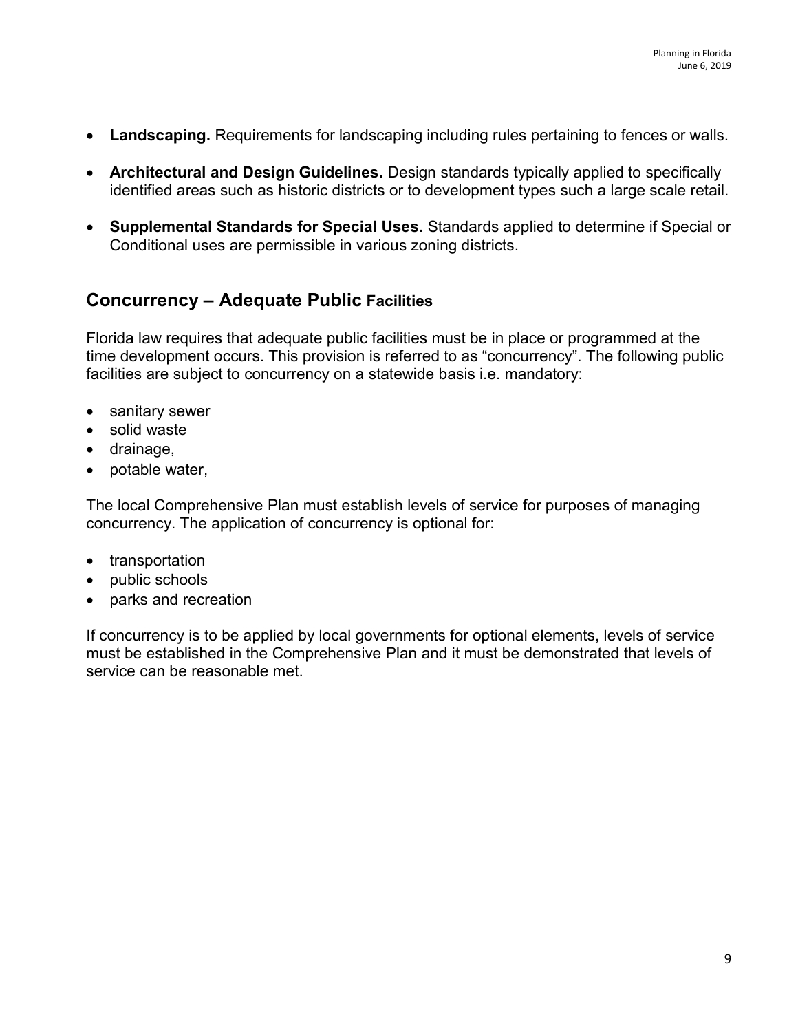- **Landscaping.** Requirements for landscaping including rules pertaining to fences or walls.
- **Architectural and Design Guidelines.** Design standards typically applied to specifically identified areas such as historic districts or to development types such a large scale retail.
- **Supplemental Standards for Special Uses.** Standards applied to determine if Special or Conditional uses are permissible in various zoning districts.

## Concurrency – Adequate Public Facilities

Florida law requires that adequate public facilities must be in place or programmed at the time development occurs. This provision is referred to as "concurrency". The following public facilities are subject to concurrency on a statewide basis i.e. mandatory:

- sanitary sewer
- solid waste
- drainage,
- potable water,

The local Comprehensive Plan must establish levels of service for purposes of managing concurrency. The application of concurrency is optional for:

- transportation
- public schools
- parks and recreation

If concurrency is to be applied by local governments for optional elements, levels of service must be established in the Comprehensive Plan and it must be demonstrated that levels of service can be reasonable met.